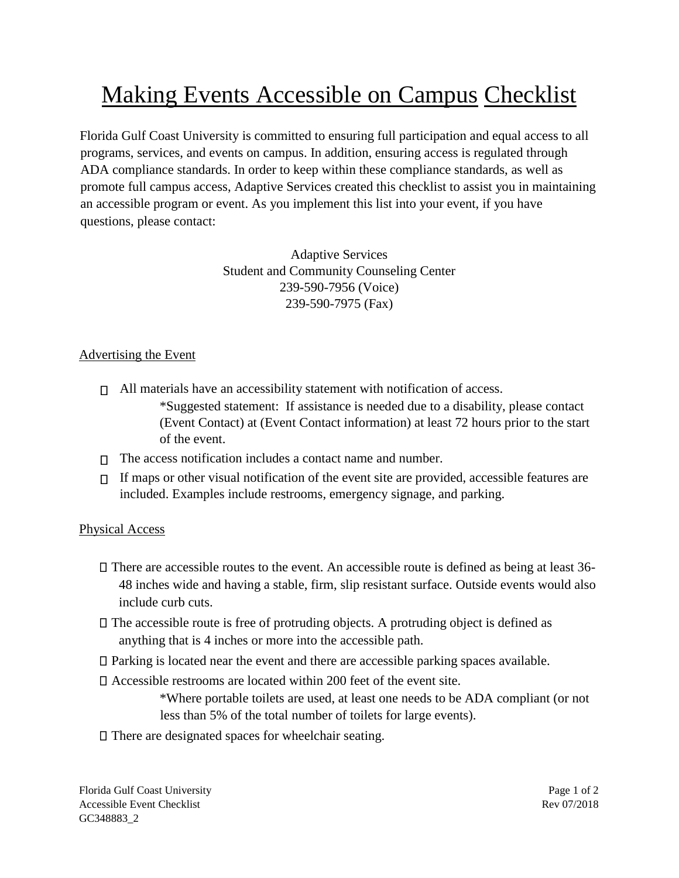# Making Events Accessible on Campus Checklist

Florida Gulf Coast University is committed to ensuring full participation and equal access to all programs, services, and events on campus. In addition, ensuring access is regulated through ADA compliance standards. In order to keep within these compliance standards, as well as promote full campus access, Adaptive Services created this checklist to assist you in maintaining an accessible program or event. As you implement this list into your event, if you have questions, please contact:

Adaptive Services
Student and Community Counseling Center
239-590-7956 (Voice)
239-590-7975 (Fax)

## Advertising the Event

- [ ] All materials have an accessibility statement with notification of access.
  *Suggested statement: If assistance is needed due to a disability, please contact (Event Contact) at (Event Contact information) at least 72 hours prior to the start of the event.
- [ ] The access notification includes a contact name and number.
- [ ] If maps or other visual notification of the event site are provided, accessible features are included. Examples include restrooms, emergency signage, and parking.

## Physical Access

- [ ] There are accessible routes to the event. An accessible route is defined as being at least 36-48 inches wide and having a stable, firm, slip resistant surface. Outside events would also include curb cuts.
- [ ] The accessible route is free of protruding objects. A protruding object is defined as anything that is 4 inches or more into the accessible path.
- [ ] Parking is located near the event and there are accessible parking spaces available.
- [ ] Accessible restrooms are located within 200 feet of the event site.
  *Where portable toilets are used, at least one needs to be ADA compliant (or not less than 5% of the total number of toilets for large events).
- [ ] There are designated spaces for wheelchair seating.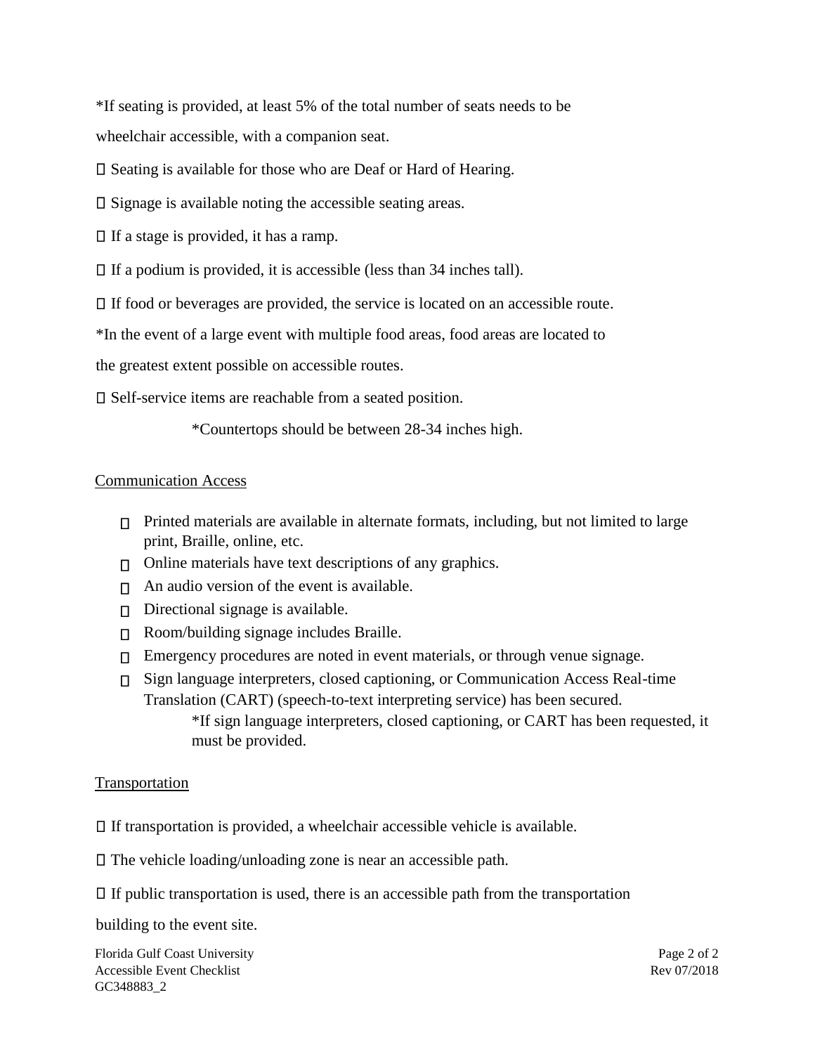*If seating is provided, at least 5% of the total number of seats needs to be wheelchair accessible, with a companion seat.

- [ ] Seating is available for those who are Deaf or Hard of Hearing.
- [ ] Signage is available noting the accessible seating areas.
- [ ] If a stage is provided, it has a ramp.
- [ ] If a podium is provided, it is accessible (less than 34 inches tall).
- [ ] If food or beverages are provided, the service is located on an accessible route.

*In the event of a large event with multiple food areas, food areas are located to the greatest extent possible on accessible routes.

- [ ] Self-service items are reachable from a seated position.

    *Countertops should be between 28-34 inches high.

## Communication Access

- [ ] Printed materials are available in alternate formats, including, but not limited to large print, Braille, online, etc.
- [ ] Online materials have text descriptions of any graphics.
- [ ] An audio version of the event is available.
- [ ] Directional signage is available.
- [ ] Room/building signage includes Braille.
- [ ] Emergency procedures are noted in event materials, or through venue signage.
- [ ] Sign language interpreters, closed captioning, or Communication Access Real-time Translation (CART) (speech-to-text interpreting service) has been secured.

    *If sign language interpreters, closed captioning, or CART has been requested, it must be provided.

## Transportation

- [ ] If transportation is provided, a wheelchair accessible vehicle is available.
- [ ] The vehicle loading/unloading zone is near an accessible path.
- [ ] If public transportation is used, there is an accessible path from the transportation building to the event site.